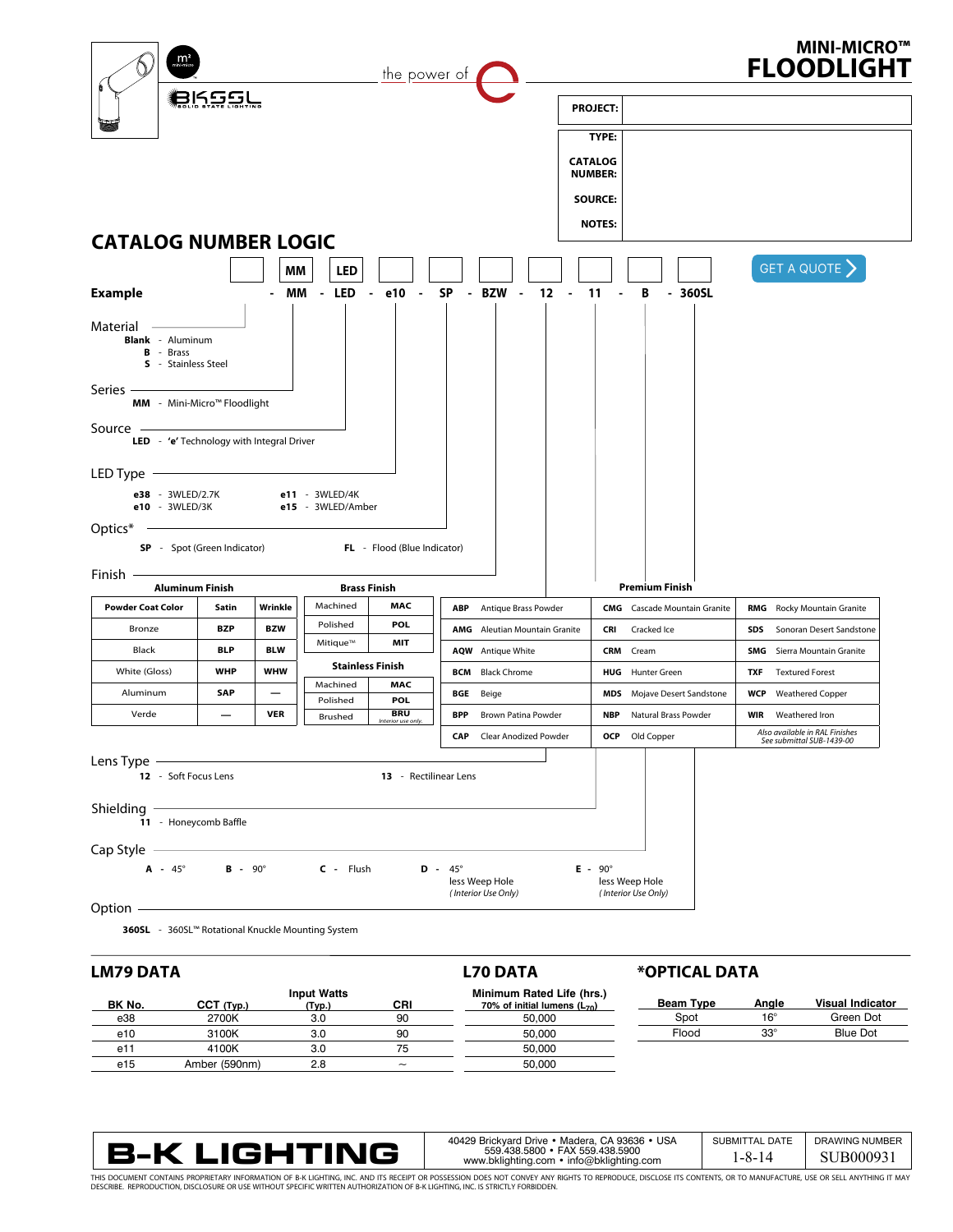# MINI-MICRO™ FLOODLIGHT

the power of

| PROJECT: | |
|---|---|
| TYPE: | |
| CATALOG NUMBER: | |
| SOURCE: | |
| NOTES: | |

## CATALOG NUMBER LOGIC

GET A QUOTE

| | | MM | LED | | | | | | | | |
|---|---|---|---|---|---|---|---|---|---|---|---|
| **Example** | - | MM | - LED | - e10 | - SP | - BZW | - 12 | - 11 | - B | - 360SL | |

**Material**
- **Blank** - Aluminum
- **B** - Brass
- **S** - Stainless Steel

**Series**
- **MM** - Mini-Micro™ Floodlight

**Source**
- **LED** - **'e'** Technology with Integral Driver

**LED Type**
- **e38** - 3WLED/2.7K
- **e10** - 3WLED/3K
- **e11** - 3WLED/4K
- **e15** - 3WLED/Amber

**Optics***
- **SP** - Spot (Green Indicator)
- **FL** - Flood (Blue Indicator)

**Finish**

**Aluminum Finish**

| Powder Coat Color | Satin | Wrinkle |
|---|---|---|
| Bronze | BZP | BZW |
| Black | BLP | BLW |
| White (Gloss) | WHP | WHW |
| Aluminum | SAP | — |
| Verde | — | VER |

**Brass Finish**

| | |
|---|---|
| Machined | MAC |
| Polished | POL |
| Mitique™ | MIT |

**Stainless Finish**

| | |
|---|---|
| Machined | MAC |
| Polished | POL |
| Brushed | BRU *Interior use only.* |

**Premium Finish**

| | | | | | |
|---|---|---|---|---|---|
| ABP | Antique Brass Powder | CMG | Cascade Mountain Granite | RMG | Rocky Mountain Granite |
| AMG | Aleutian Mountain Granite | CRI | Cracked Ice | SDS | Sonoran Desert Sandstone |
| AQW | Antique White | CRM | Cream | SMG | Sierra Mountain Granite |
| BCM | Black Chrome | HUG | Hunter Green | TXF | Textured Forest |
| BGE | Beige | MDS | Mojave Desert Sandstone | WCP | Weathered Copper |
| BPP | Brown Patina Powder | NBP | Natural Brass Powder | WIR | Weathered Iron |
| CAP | Clear Anodized Powder | OCP | Old Copper | | *Also available in RAL Finishes See submittal SUB-1439-00* |

**Lens Type**
- **12** - Soft Focus Lens
- **13** - Rectilinear Lens

**Shielding**
- **11** - Honeycomb Baffle

**Cap Style**
- **A** - 45°
- **B** - 90°
- **C** - Flush
- **D** - 45° less Weep Hole *( Interior Use Only)*
- **E** - 90° less Weep Hole *( Interior Use Only)*

**Option**
- **360SL** - 360SL™ Rotational Knuckle Mounting System

## LM79 DATA

| BK No. | CCT (Typ.) | Input Watts (Typ.) | CRI |
|---|---|---|---|
| e38 | 2700K | 3.0 | 90 |
| e10 | 3100K | 3.0 | 90 |
| e11 | 4100K | 3.0 | 75 |
| e15 | Amber (590nm) | 2.8 | ~ |

## L70 DATA

| Minimum Rated Life (hrs.) 70% of initial lumens ($L_{70}$) |
|---|
| 50,000 |
| 50,000 |
| 50,000 |
| 50,000 |

## *OPTICAL DATA

| Beam Type | Angle | Visual Indicator |
|---|---|---|
| Spot | 16° | Green Dot |
| Flood | 33° | Blue Dot |

**B-K LIGHTING**

40429 Brickyard Drive • Madera, CA 93636 • USA
559.438.5800 • FAX 559.438.5900
www.bklighting.com • info@bklighting.com

| SUBMITTAL DATE | DRAWING NUMBER |
|---|---|
| 1-8-14 | SUB000931 |

THIS DOCUMENT CONTAINS PROPRIETARY INFORMATION OF B-K LIGHTING, INC. AND ITS RECEIPT OR POSSESSION DOES NOT CONVEY ANY RIGHTS TO REPRODUCE, DISCLOSE ITS CONTENTS, OR TO MANUFACTURE, USE OR SELL ANYTHING IT MAY DESCRIBE. REPRODUCTION, DISCLOSURE OR USE WITHOUT SPECIFIC WRITTEN AUTHORIZATION OF B-K LIGHTING, INC. IS STRICTLY FORBIDDEN.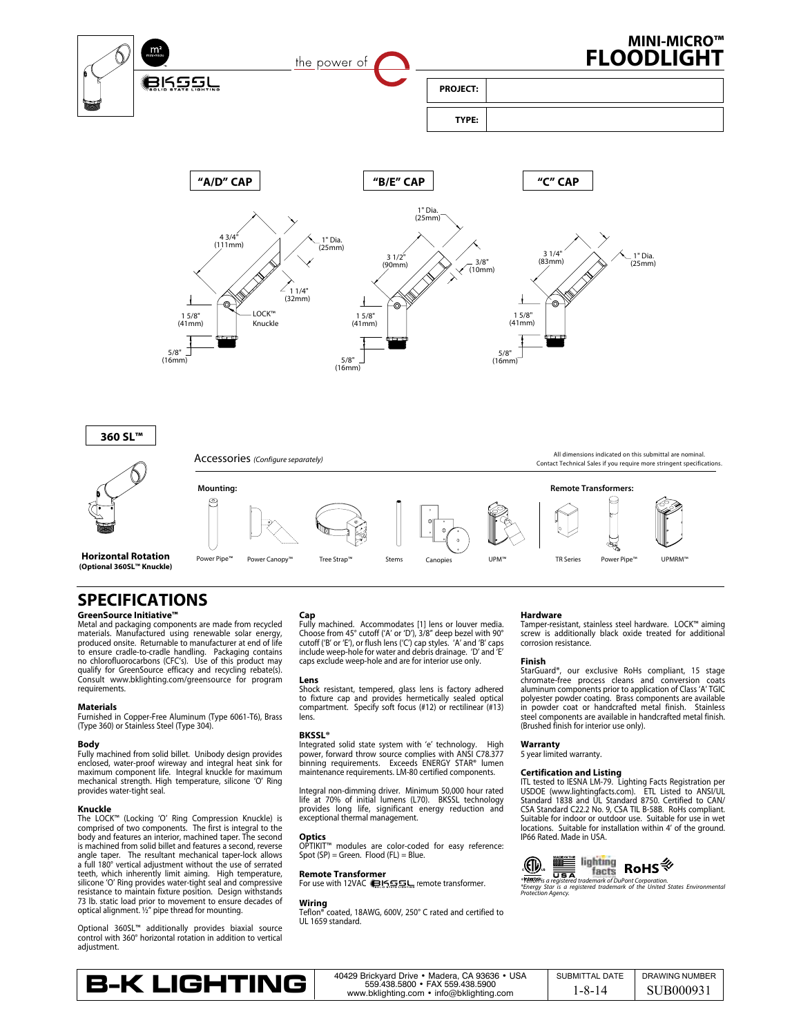# MINI-MICRO™ FLOODLIGHT

the power of

| PROJECT: | |
| --- | --- |
| TYPE: | |

**"A/D" CAP**

4 3/4" (111mm)
1" Dia. (25mm)
1 1/4" (32mm)
1 5/8" (41mm)
LOCK™ Knuckle
5/8" (16mm)

**"B/E" CAP**

1" Dia. (25mm)
3 1/2" (90mm)
3/8" (10mm)
1 5/8" (41mm)
5/8" (16mm)

**"C" CAP**

3 1/4" (83mm)
1" Dia. (25mm)
1 5/8" (41mm)
5/8" (16mm)

**360 SL™**

**Horizontal Rotation**
**(Optional 360SL™ Knuckle)**

Accessories *(Configure separately)*

All dimensions indicated on this submittal are nominal. Contact Technical Sales if you require more stringent specifications.

**Mounting:** Power Pipe™, Power Canopy™, Tree Strap™, Stems, Canopies, UPM™

**Remote Transformers:** TR Series, Power Pipe™, UPMRM™

## SPECIFICATIONS

**GreenSource Initiative™**
Metal and packaging components are made from recycled materials. Manufactured using renewable solar energy, produced onsite. Returnable to manufacturer at end of life to ensure cradle-to-cradle handling. Packaging contains no chlorofluorocarbons (CFC's). Use of this product may qualify for GreenSource efficacy and recycling rebate(s). Consult www.bklighting.com/greensource for program requirements.

**Materials**
Furnished in Copper-Free Aluminum (Type 6061-T6), Brass (Type 360) or Stainless Steel (Type 304).

**Body**
Fully machined from solid billet. Unibody design provides enclosed, water-proof wireway and integral heat sink for maximum component life. Integral knuckle for maximum mechanical strength. High temperature, silicone 'O' Ring provides water-tight seal.

**Knuckle**
The LOCK™ (Locking 'O' Ring Compression Knuckle) is comprised of two components. The first is integral to the body and features an interior, machined taper. The second is machined from solid billet and features a second, reverse angle taper. The resultant mechanical taper-lock allows a full 180° vertical adjustment without the use of serrated teeth, which inherently limit aiming. High temperature, silicone 'O' Ring provides water-tight seal and compressive resistance to maintain fixture position. Design withstands 73 lb. static load prior to movement to ensure decades of optical alignment. ½" pipe thread for mounting.

Optional 360SL™ additionally provides biaxial source control with 360° horizontal rotation in addition to vertical adjustment.

**Cap**
Fully machined. Accommodates [1] lens or louver media. Choose from 45° cutoff ('A' or 'D'), 3/8" deep bezel with 90° cutoff ('B' or 'E'), or flush lens ('C') cap styles. 'A' and 'B' caps include weep-hole for water and debris drainage. 'D' and 'E' caps exclude weep-hole and are for interior use only.

**Lens**
Shock resistant, tempered, glass lens is factory adhered to fixture cap and provides hermetically sealed optical compartment. Specify soft focus (#12) or rectilinear (#13) lens.

**BKSSL®**
Integrated solid state system with 'e' technology. High power, forward throw source complies with ANSI C78.377 binning requirements. Exceeds ENERGY STAR® lumen maintenance requirements. LM-80 certified components.

Integral non-dimming driver. Minimum 50,000 hour rated life at 70% of initial lumens (L70). BKSSL technology provides long life, significant energy reduction and exceptional thermal management.

**Optics**
OPTIKIT™ modules are color-coded for easy reference: Spot (SP) = Green. Flood (FL) = Blue.

**Remote Transformer**
For use with 12VAC BKSSL remote transformer.

**Wiring**
Teflon® coated, 18AWG, 600V, 250° C rated and certified to UL 1659 standard.

**Hardware**
Tamper-resistant, stainless steel hardware. LOCK™ aiming screw is additionally black oxide treated for additional corrosion resistance.

**Finish**
StarGuard®, our exclusive RoHs compliant, 15 stage chromate-free process cleans and conversion coats aluminum components prior to application of Class 'A' TGIC polyester powder coating. Brass components are available in powder coat or handcrafted metal finish. Stainless steel components are available in handcrafted metal finish. (Brushed finish for interior use only).

**Warranty**
5 year limited warranty.

**Certification and Listing**
ITL tested to IESNA LM-79. Lighting Facts Registration per USDOE (www.lightingfacts.com). ETL Listed to ANSI/UL Standard 1838 and UL Standard 8750. Certified to CAN/CSA Standard C22.2 No. 9, CSA TIL B-58B. RoHS compliant. Suitable for indoor or outdoor use. Suitable for use in wet locations. Suitable for installation within 4' of the ground. IP66 Rated. Made in USA.

*®Teflon is a registered trademark of DuPont Corporation.*
*®Energy Star is a registered trademark of the United States Environmental Protection Agency.*

| B-K LIGHTING | 40429 Brickyard Drive • Madera, CA 93636 • USA 559.438.5800 • FAX 559.438.5900 www.bklighting.com • info@bklighting.com | SUBMITTAL DATE 1-8-14 | DRAWING NUMBER SUB000931 |
| --- | --- | --- | --- |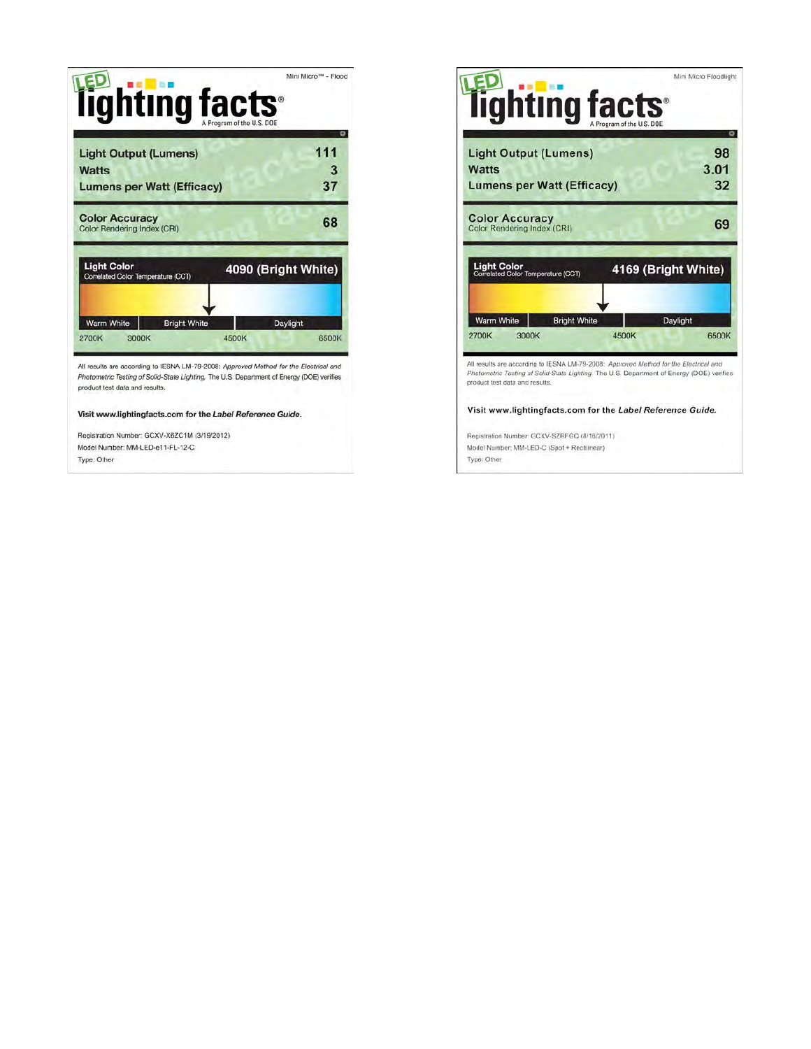Mini Micro™ - Flood

# LED lighting facts®

A Program of the U.S. DOE

| | |
|---|---|
| Light Output (Lumens) | 111 |
| Watts | 3 |
| Lumens per Watt (Efficacy) | 37 |

| | |
|---|---|
| Color Accuracy<br>Color Rendering Index (CRI) | 68 |

**Light Color**
Correlated Color Temperature (CCT)
**4090 (Bright White)**

Warm White | Bright White | Daylight

2700K 3000K 4500K 6500K

All results are according to IESNA LM-79-2008: *Approved Method for the Electrical and Photometric Testing of Solid-State Lighting*. The U.S. Department of Energy (DOE) verifies product test data and results.

**Visit www.lightingfacts.com for the *Label Reference Guide*.**

Registration Number: GCXV-X6ZC1M (3/19/2012)
Model Number: MM-LED-e11-FL-12-C
Type: Other

Mini Micro Floodlight

# LED lighting facts®

A Program of the U.S. DOE

| | |
|---|---|
| Light Output (Lumens) | 98 |
| Watts | 3.01 |
| Lumens per Watt (Efficacy) | 32 |

| | |
|---|---|
| Color Accuracy<br>Color Rendering Index (CRI) | 69 |

**Light Color**
Correlated Color Temperature (CCT)
**4169 (Bright White)**

Warm White | Bright White | Daylight

2700K 3000K 4500K 6500K

All results are according to IESNA LM-79-2008: *Approved Method for the Electrical and Photometric Testing of Solid-State Lighting*. The U.S. Department of Energy (DOE) verifies product test data and results.

**Visit www.lightingfacts.com for the *Label Reference Guide*.**

Registration Number: GCXV-SZRFGG (8/16/2011)
Model Number: MM-LED-C (Spot + Rectilinear)
Type: Other